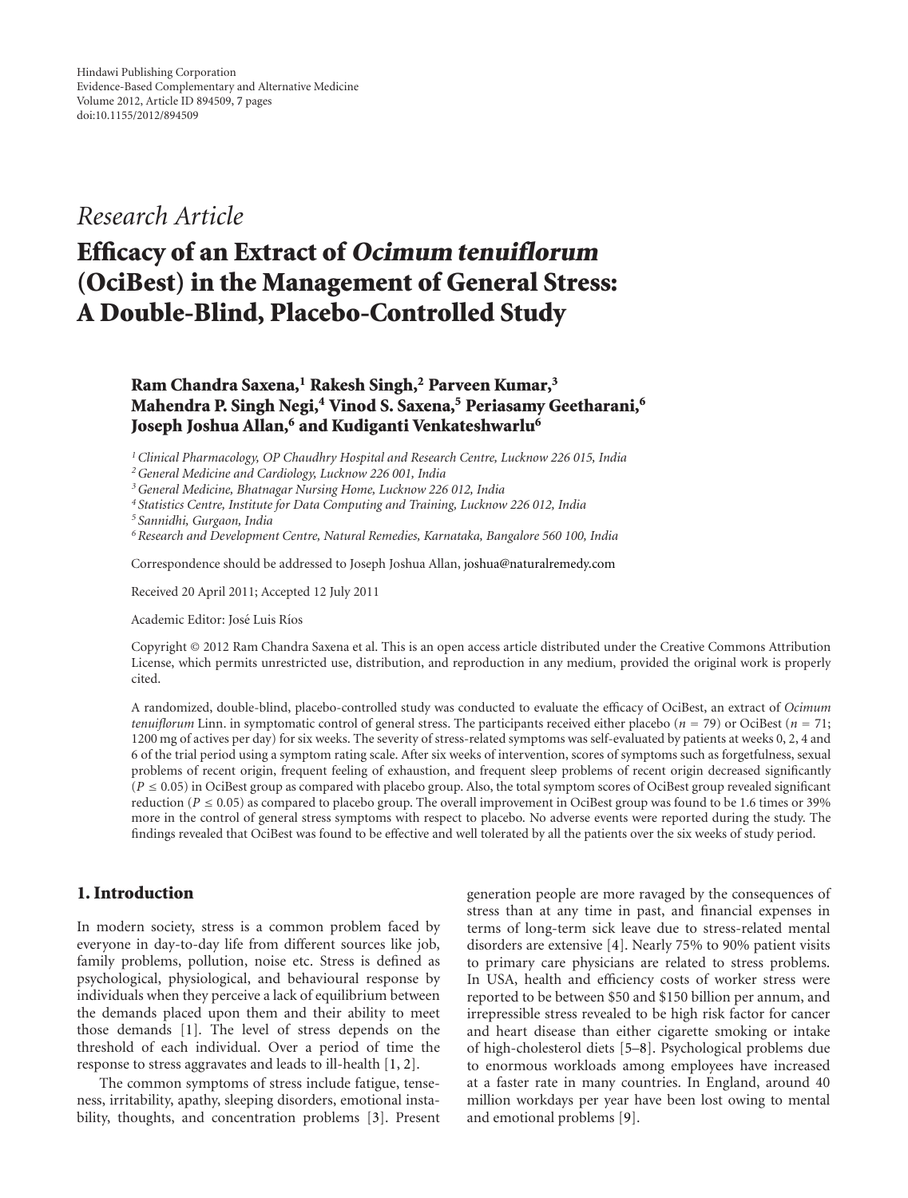Hindawi Publishing Corporation
Evidence-Based Complementary and Alternative Medicine
Volume 2012, Article ID 894509, 7 pages
doi:10.1155/2012/894509

*Research Article*

# Efficacy of an Extract of *Ocimum tenuiflorum* (OciBest) in the Management of General Stress: A Double-Blind, Placebo-Controlled Study

**Ram Chandra Saxena,[1] Rakesh Singh,[2] Parveen Kumar,[3] Mahendra P. Singh Negi,[4] Vinod S. Saxena,[5] Periasamy Geetharani,[6] Joseph Joshua Allan,[6] and Kudiganti Venkateshwarlu[6]**

[1] *Clinical Pharmacology, OP Chaudhry Hospital and Research Centre, Lucknow 226 015, India*
[2] *General Medicine and Cardiology, Lucknow 226 001, India*
[3] *General Medicine, Bhatnagar Nursing Home, Lucknow 226 012, India*
[4] *Statistics Centre, Institute for Data Computing and Training, Lucknow 226 012, India*
[5] *Sannidhi, Gurgaon, India*
[6] *Research and Development Centre, Natural Remedies, Karnataka, Bangalore 560 100, India*

Correspondence should be addressed to Joseph Joshua Allan, joshua@naturalremedy.com

Received 20 April 2011; Accepted 12 July 2011

Academic Editor: José Luis Ríos

Copyright © 2012 Ram Chandra Saxena et al. This is an open access article distributed under the Creative Commons Attribution License, which permits unrestricted use, distribution, and reproduction in any medium, provided the original work is properly cited.

A randomized, double-blind, placebo-controlled study was conducted to evaluate the efficacy of OciBest, an extract of *Ocimum tenuiflorum* Linn. in symptomatic control of general stress. The participants received either placebo ($n = 79$) or OciBest ($n = 71$; 1200 mg of actives per day) for six weeks. The severity of stress-related symptoms was self-evaluated by patients at weeks 0, 2, 4 and 6 of the trial period using a symptom rating scale. After six weeks of intervention, scores of symptoms such as forgetfulness, sexual problems of recent origin, frequent feeling of exhaustion, and frequent sleep problems of recent origin decreased significantly ($P \leq 0.05$) in OciBest group as compared with placebo group. Also, the total symptom scores of OciBest group revealed significant reduction ($P \leq 0.05$) as compared to placebo group. The overall improvement in OciBest group was found to be 1.6 times or 39% more in the control of general stress symptoms with respect to placebo. No adverse events were reported during the study. The findings revealed that OciBest was found to be effective and well tolerated by all the patients over the six weeks of study period.

## 1. Introduction

In modern society, stress is a common problem faced by everyone in day-to-day life from different sources like job, family problems, pollution, noise etc. Stress is defined as psychological, physiological, and behavioural response by individuals when they perceive a lack of equilibrium between the demands placed upon them and their ability to meet those demands [1]. The level of stress depends on the threshold of each individual. Over a period of time the response to stress aggravates and leads to ill-health [1, 2].

The common symptoms of stress include fatigue, tenseness, irritability, apathy, sleeping disorders, emotional instability, thoughts, and concentration problems [3]. Present generation people are more ravaged by the consequences of stress than at any time in past, and financial expenses in terms of long-term sick leave due to stress-related mental disorders are extensive [4]. Nearly 75% to 90% patient visits to primary care physicians are related to stress problems. In USA, health and efficiency costs of worker stress were reported to be between $50 and $150 billion per annum, and irrepressible stress revealed to be high risk factor for cancer and heart disease than either cigarette smoking or intake of high-cholesterol diets [5–8]. Psychological problems due to enormous workloads among employees have increased at a faster rate in many countries. In England, around 40 million workdays per year have been lost owing to mental and emotional problems [9].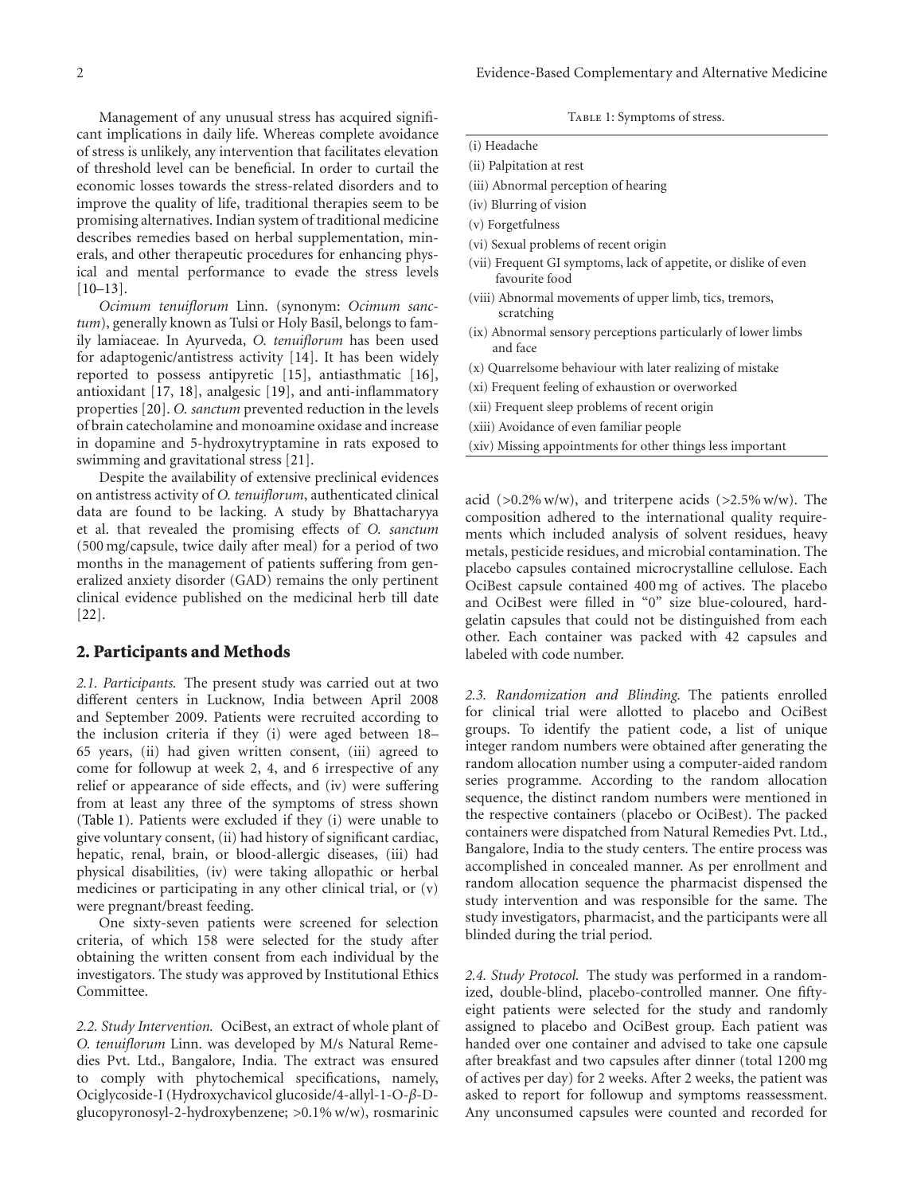Management of any unusual stress has acquired significant implications in daily life. Whereas complete avoidance of stress is unlikely, any intervention that facilitates elevation of threshold level can be beneficial. In order to curtail the economic losses towards the stress-related disorders and to improve the quality of life, traditional therapies seem to be promising alternatives. Indian system of traditional medicine describes remedies based on herbal supplementation, minerals, and other therapeutic procedures for enhancing physical and mental performance to evade the stress levels [10–13].

*Ocimum tenuiflorum* Linn. (synonym: *Ocimum sanctum*), generally known as Tulsi or Holy Basil, belongs to family lamiaceae. In Ayurveda, *O. tenuiflorum* has been used for adaptogenic/antistress activity [14]. It has been widely reported to possess antipyretic [15], antiasthmatic [16], antioxidant [17, 18], analgesic [19], and anti-inflammatory properties [20]. *O. sanctum* prevented reduction in the levels of brain catecholamine and monoamine oxidase and increase in dopamine and 5-hydroxytryptamine in rats exposed to swimming and gravitational stress [21].

Despite the availability of extensive preclinical evidences on antistress activity of *O. tenuiflorum*, authenticated clinical data are found to be lacking. A study by Bhattacharyya et al. that revealed the promising effects of *O. sanctum* (500 mg/capsule, twice daily after meal) for a period of two months in the management of patients suffering from generalized anxiety disorder (GAD) remains the only pertinent clinical evidence published on the medicinal herb till date [22].

Table 1: Symptoms of stress.

| |
|---|
| (i) Headache |
| (ii) Palpitation at rest |
| (iii) Abnormal perception of hearing |
| (iv) Blurring of vision |
| (v) Forgetfulness |
| (vi) Sexual problems of recent origin |
| (vii) Frequent GI symptoms, lack of appetite, or dislike of even favourite food |
| (viii) Abnormal movements of upper limb, tics, tremors, scratching |
| (ix) Abnormal sensory perceptions particularly of lower limbs and face |
| (x) Quarrelsome behaviour with later realizing of mistake |
| (xi) Frequent feeling of exhaustion or overworked |
| (xii) Frequent sleep problems of recent origin |
| (xiii) Avoidance of even familiar people |
| (xiv) Missing appointments for other things less important |

## 2. Participants and Methods

*2.1. Participants.* The present study was carried out at two different centers in Lucknow, India between April 2008 and September 2009. Patients were recruited according to the inclusion criteria if they (i) were aged between 18–65 years, (ii) had given written consent, (iii) agreed to come for followup at week 2, 4, and 6 irrespective of any relief or appearance of side effects, and (iv) were suffering from at least any three of the symptoms of stress shown (Table 1). Patients were excluded if they (i) were unable to give voluntary consent, (ii) had history of significant cardiac, hepatic, renal, brain, or blood-allergic diseases, (iii) had physical disabilities, (iv) were taking allopathic or herbal medicines or participating in any other clinical trial, or (v) were pregnant/breast feeding.

One sixty-seven patients were screened for selection criteria, of which 158 were selected for the study after obtaining the written consent from each individual by the investigators. The study was approved by Institutional Ethics Committee.

*2.2. Study Intervention.* OciBest, an extract of whole plant of *O. tenuiflorum* Linn. was developed by M/s Natural Remedies Pvt. Ltd., Bangalore, India. The extract was ensured to comply with phytochemical specifications, namely, Ociglycoside-I (Hydroxychavicol glucoside/4-allyl-1-O-$\beta$-D-glucopyronosyl-2-hydroxybenzene; >0.1% w/w), rosmarinic acid (>0.2% w/w), and triterpene acids (>2.5% w/w). The composition adhered to the international quality requirements which included analysis of solvent residues, heavy metals, pesticide residues, and microbial contamination. The placebo capsules contained microcrystalline cellulose. Each OciBest capsule contained 400 mg of actives. The placebo and OciBest were filled in "0" size blue-coloured, hard-gelatin capsules that could not be distinguished from each other. Each container was packed with 42 capsules and labeled with code number.

*2.3. Randomization and Blinding.* The patients enrolled for clinical trial were allotted to placebo and OciBest groups. To identify the patient code, a list of unique integer random numbers were obtained after generating the random allocation number using a computer-aided random series programme. According to the random allocation sequence, the distinct random numbers were mentioned in the respective containers (placebo or OciBest). The packed containers were dispatched from Natural Remedies Pvt. Ltd., Bangalore, India to the study centers. The entire process was accomplished in concealed manner. As per enrollment and random allocation sequence the pharmacist dispensed the study intervention and was responsible for the same. The study investigators, pharmacist, and the participants were all blinded during the trial period.

*2.4. Study Protocol.* The study was performed in a randomized, double-blind, placebo-controlled manner. One fifty-eight patients were selected for the study and randomly assigned to placebo and OciBest group. Each patient was handed over one container and advised to take one capsule after breakfast and two capsules after dinner (total 1200 mg of actives per day) for 2 weeks. After 2 weeks, the patient was asked to report for followup and symptoms reassessment. Any unconsumed capsules were counted and recorded for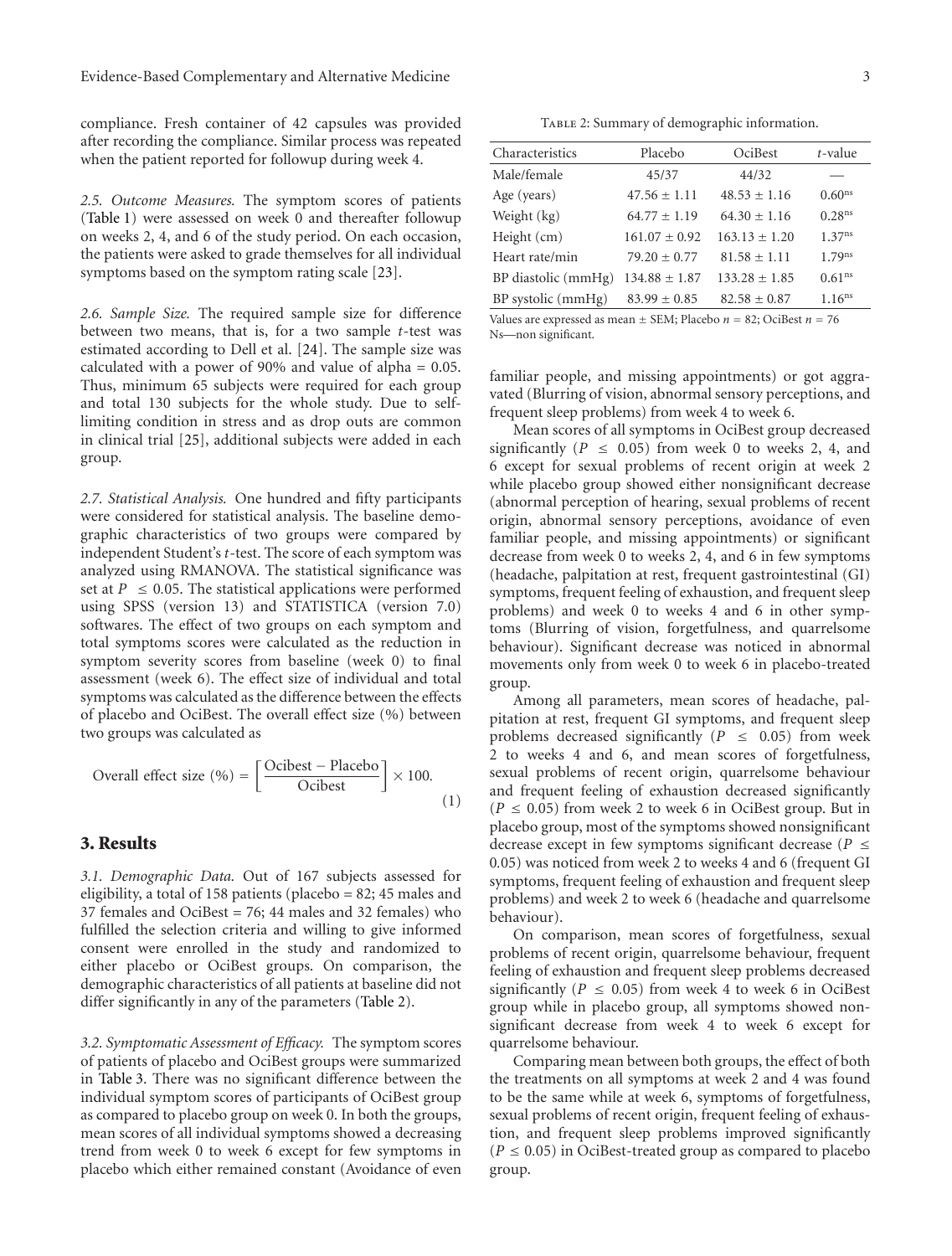compliance. Fresh container of 42 capsules was provided after recording the compliance. Similar process was repeated when the patient reported for followup during week 4.

*2.5. Outcome Measures.* The symptom scores of patients (Table 1) were assessed on week 0 and thereafter followup on weeks 2, 4, and 6 of the study period. On each occasion, the patients were asked to grade themselves for all individual symptoms based on the symptom rating scale [23].

*2.6. Sample Size.* The required sample size for difference between two means, that is, for a two sample *t*-test was estimated according to Dell et al. [24]. The sample size was calculated with a power of 90% and value of alpha = 0.05. Thus, minimum 65 subjects were required for each group and total 130 subjects for the whole study. Due to self-limiting condition in stress and as drop outs are common in clinical trial [25], additional subjects were added in each group.

*2.7. Statistical Analysis.* One hundred and fifty participants were considered for statistical analysis. The baseline demographic characteristics of two groups were compared by independent Student's *t*-test. The score of each symptom was analyzed using RMANOVA. The statistical significance was set at $P \leq 0.05$. The statistical applications were performed using SPSS (version 13) and STATISTICA (version 7.0) softwares. The effect of two groups on each symptom and total symptoms scores were calculated as the reduction in symptom severity scores from baseline (week 0) to final assessment (week 6). The effect size of individual and total symptoms was calculated as the difference between the effects of placebo and OciBest. The overall effect size (%) between two groups was calculated as

$$\text{Overall effect size (\%)} = \left[\frac{\text{Ocibest} - \text{Placebo}}{\text{Ocibest}}\right] \times 100. \tag{1}$$

## 3. Results

*3.1. Demographic Data.* Out of 167 subjects assessed for eligibility, a total of 158 patients (placebo = 82; 45 males and 37 females and OciBest = 76; 44 males and 32 females) who fulfilled the selection criteria and willing to give informed consent were enrolled in the study and randomized to either placebo or OciBest groups. On comparison, the demographic characteristics of all patients at baseline did not differ significantly in any of the parameters (Table 2).

*3.2. Symptomatic Assessment of Efficacy.* The symptom scores of patients of placebo and OciBest groups were summarized in Table 3. There was no significant difference between the individual symptom scores of participants of OciBest group as compared to placebo group on week 0. In both the groups, mean scores of all individual symptoms showed a decreasing trend from week 0 to week 6 except for few symptoms in placebo which either remained constant (Avoidance of even familiar people, and missing appointments) or got aggravated (Blurring of vision, abnormal sensory perceptions, and frequent sleep problems) from week 4 to week 6.

Table 2: Summary of demographic information.

| Characteristics | Placebo | OciBest | *t*-value |
|---|---|---|---|
| Male/female | 45/37 | 44/32 | — |
| Age (years) | 47.56 ± 1.11 | 48.53 ± 1.16 | 0.60[ns] |
| Weight (kg) | 64.77 ± 1.19 | 64.30 ± 1.16 | 0.28[ns] |
| Height (cm) | 161.07 ± 0.92 | 163.13 ± 1.20 | 1.37[ns] |
| Heart rate/min | 79.20 ± 0.77 | 81.58 ± 1.11 | 1.79[ns] |
| BP diastolic (mmHg) | 134.88 ± 1.87 | 133.28 ± 1.85 | 0.61[ns] |
| BP systolic (mmHg) | 83.99 ± 0.85 | 82.58 ± 0.87 | 1.16[ns] |

Values are expressed as mean ± SEM; Placebo $n = 82$; OciBest $n = 76$
Ns—non significant.

Mean scores of all symptoms in OciBest group decreased significantly ($P \leq 0.05$) from week 0 to weeks 2, 4, and 6 except for sexual problems of recent origin at week 2 while placebo group showed either nonsignificant decrease (abnormal perception of hearing, sexual problems of recent origin, abnormal sensory perceptions, avoidance of even familiar people, and missing appointments) or significant decrease from week 0 to weeks 2, 4, and 6 in few symptoms (headache, palpitation at rest, frequent gastrointestinal (GI) symptoms, frequent feeling of exhaustion, and frequent sleep problems) and week 0 to weeks 4 and 6 in other symptoms (Blurring of vision, forgetfulness, and quarrelsome behaviour). Significant decrease was noticed in abnormal movements only from week 0 to week 6 in placebo-treated group.

Among all parameters, mean scores of headache, palpitation at rest, frequent GI symptoms, and frequent sleep problems decreased significantly ($P \leq 0.05$) from week 2 to weeks 4 and 6, and mean scores of forgetfulness, sexual problems of recent origin, quarrelsome behaviour and frequent feeling of exhaustion decreased significantly ($P \leq 0.05$) from week 2 to week 6 in OciBest group. But in placebo group, most of the symptoms showed nonsignificant decrease except in few symptoms significant decrease ($P \leq 0.05$) was noticed from week 2 to weeks 4 and 6 (frequent GI symptoms, frequent feeling of exhaustion and frequent sleep problems) and week 2 to week 6 (headache and quarrelsome behaviour).

On comparison, mean scores of forgetfulness, sexual problems of recent origin, quarrelsome behaviour, frequent feeling of exhaustion and frequent sleep problems decreased significantly ($P \leq 0.05$) from week 4 to week 6 in OciBest group while in placebo group, all symptoms showed nonsignificant decrease from week 4 to week 6 except for quarrelsome behaviour.

Comparing mean between both groups, the effect of both the treatments on all symptoms at week 2 and 4 was found to be the same while at week 6, symptoms of forgetfulness, sexual problems of recent origin, frequent feeling of exhaustion, and frequent sleep problems improved significantly ($P \leq 0.05$) in OciBest-treated group as compared to placebo group.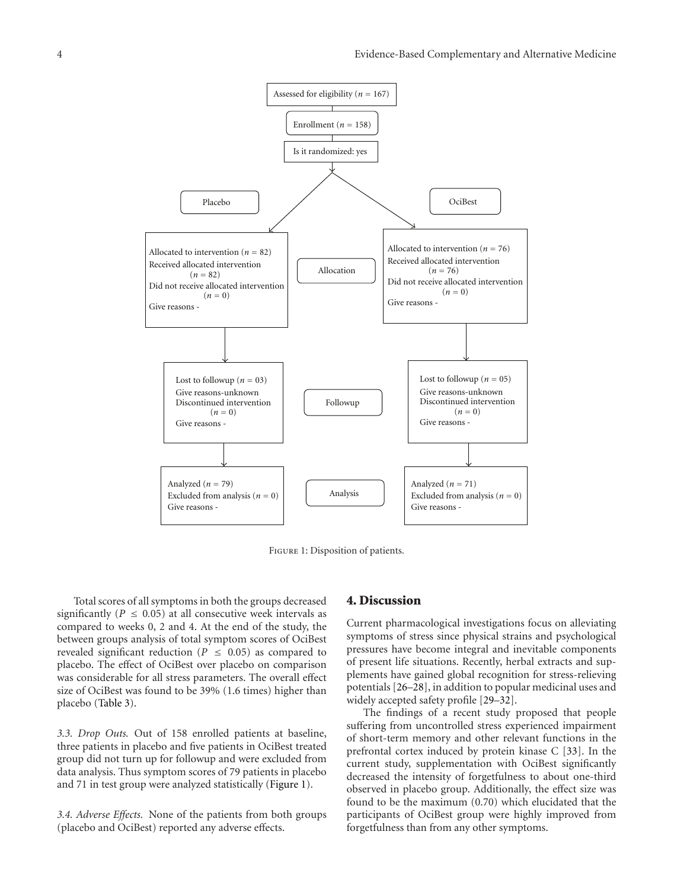Assessed for eligibility ($n$ = 167)

Enrollment ($n$ = 158)

Is it randomized: yes

| | Placebo | | OciBest |
|---|---|---|---|
| Allocation | Allocated to intervention ($n$ = 82)<br>Received allocated intervention ($n$ = 82)<br>Did not receive allocated intervention ($n$ = 0)<br>Give reasons - | | Allocated to intervention ($n$ = 76)<br>Received allocated intervention ($n$ = 76)<br>Did not receive allocated intervention ($n$ = 0)<br>Give reasons - |
| Followup | Lost to followup ($n$ = 03)<br>Give reasons-unknown<br>Discontinued intervention ($n$ = 0)<br>Give reasons - | | Lost to followup ($n$ = 05)<br>Give reasons-unknown<br>Discontinued intervention ($n$ = 0)<br>Give reasons - |
| Analysis | Analyzed ($n$ = 79)<br>Excluded from analysis ($n$ = 0)<br>Give reasons - | | Analyzed ($n$ = 71)<br>Excluded from analysis ($n$ = 0)<br>Give reasons - |

Figure 1: Disposition of patients.

Total scores of all symptoms in both the groups decreased significantly ($P \leq 0.05$) at all consecutive week intervals as compared to weeks 0, 2 and 4. At the end of the study, the between groups analysis of total symptom scores of OciBest revealed significant reduction ($P \leq 0.05$) as compared to placebo. The effect of OciBest over placebo on comparison was considerable for all stress parameters. The overall effect size of OciBest was found to be 39% (1.6 times) higher than placebo (Table 3).

*3.3. Drop Outs.* Out of 158 enrolled patients at baseline, three patients in placebo and five patients in OciBest treated group did not turn up for followup and were excluded from data analysis. Thus symptom scores of 79 patients in placebo and 71 in test group were analyzed statistically (Figure 1).

*3.4. Adverse Effects.* None of the patients from both groups (placebo and OciBest) reported any adverse effects.

## 4. Discussion

Current pharmacological investigations focus on alleviating symptoms of stress since physical strains and psychological pressures have become integral and inevitable components of present life situations. Recently, herbal extracts and supplements have gained global recognition for stress-relieving potentials [26–28], in addition to popular medicinal uses and widely accepted safety profile [29–32].

The findings of a recent study proposed that people suffering from uncontrolled stress experienced impairment of short-term memory and other relevant functions in the prefrontal cortex induced by protein kinase C [33]. In the current study, supplementation with OciBest significantly decreased the intensity of forgetfulness to about one-third observed in placebo group. Additionally, the effect size was found to be the maximum (0.70) which elucidated that the participants of OciBest group were highly improved from forgetfulness than from any other symptoms.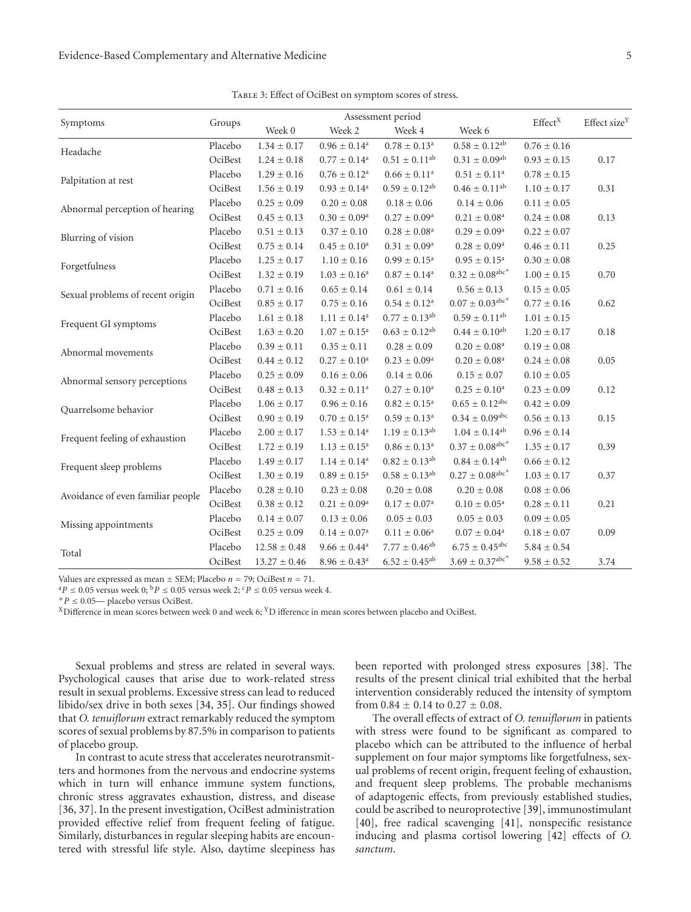Table 3: Effect of OciBest on symptom scores of stress.

| Symptoms | Groups | Assessment period | | | | Effect[X] | Effect size[Y] |
|---|---|---|---|---|---|---|---|
| | | Week 0 | Week 2 | Week 4 | Week 6 | | |
| Headache | Placebo | 1.34 ± 0.17 | 0.96 ± 0.14[a] | 0.78 ± 0.13[a] | 0.58 ± 0.12[ab] | 0.76 ± 0.16 | |
| | OciBest | 1.24 ± 0.18 | 0.77 ± 0.14[a] | 0.51 ± 0.11[ab] | 0.31 ± 0.09[ab] | 0.93 ± 0.15 | 0.17 |
| Palpitation at rest | Placebo | 1.29 ± 0.16 | 0.76 ± 0.12[a] | 0.66 ± 0.11[a] | 0.51 ± 0.11[a] | 0.78 ± 0.15 | |
| | OciBest | 1.56 ± 0.19 | 0.93 ± 0.14[a] | 0.59 ± 0.12[ab] | 0.46 ± 0.11[ab] | 1.10 ± 0.17 | 0.31 |
| Abnormal perception of hearing | Placebo | 0.25 ± 0.09 | 0.20 ± 0.08 | 0.18 ± 0.06 | 0.14 ± 0.06 | 0.11 ± 0.05 | |
| | OciBest | 0.45 ± 0.13 | 0.30 ± 0.09[a] | 0.27 ± 0.09[a] | 0.21 ± 0.08[a] | 0.24 ± 0.08 | 0.13 |
| Blurring of vision | Placebo | 0.51 ± 0.13 | 0.37 ± 0.10 | 0.28 ± 0.08[a] | 0.29 ± 0.09[a] | 0.22 ± 0.07 | |
| | OciBest | 0.75 ± 0.14 | 0.45 ± 0.10[a] | 0.31 ± 0.09[a] | 0.28 ± 0.09[a] | 0.46 ± 0.11 | 0.25 |
| Forgetfulness | Placebo | 1.25 ± 0.17 | 1.10 ± 0.16 | 0.99 ± 0.15[a] | 0.95 ± 0.15[a] | 0.30 ± 0.08 | |
| | OciBest | 1.32 ± 0.19 | 1.03 ± 0.16[a] | 0.87 ± 0.14[a] | 0.32 ± 0.08[abc*] | 1.00 ± 0.15 | 0.70 |
| Sexual problems of recent origin | Placebo | 0.71 ± 0.16 | 0.65 ± 0.14 | 0.61 ± 0.14 | 0.56 ± 0.13 | 0.15 ± 0.05 | |
| | OciBest | 0.85 ± 0.17 | 0.75 ± 0.16 | 0.54 ± 0.12[a] | 0.07 ± 0.03[abc*] | 0.77 ± 0.16 | 0.62 |
| Frequent GI symptoms | Placebo | 1.61 ± 0.18 | 1.11 ± 0.14[a] | 0.77 ± 0.13[ab] | 0.59 ± 0.11[ab] | 1.01 ± 0.15 | |
| | OciBest | 1.63 ± 0.20 | 1.07 ± 0.15[a] | 0.63 ± 0.12[ab] | 0.44 ± 0.10[ab] | 1.20 ± 0.17 | 0.18 |
| Abnormal movements | Placebo | 0.39 ± 0.11 | 0.35 ± 0.11 | 0.28 ± 0.09 | 0.20 ± 0.08[a] | 0.19 ± 0.08 | |
| | OciBest | 0.44 ± 0.12 | 0.27 ± 0.10[a] | 0.23 ± 0.09[a] | 0.20 ± 0.08[a] | 0.24 ± 0.08 | 0.05 |
| Abnormal sensory perceptions | Placebo | 0.25 ± 0.09 | 0.16 ± 0.06 | 0.14 ± 0.06 | 0.15 ± 0.07 | 0.10 ± 0.05 | |
| | OciBest | 0.48 ± 0.13 | 0.32 ± 0.11[a] | 0.27 ± 0.10[a] | 0.25 ± 0.10[a] | 0.23 ± 0.09 | 0.12 |
| Quarrelsome behavior | Placebo | 1.06 ± 0.17 | 0.96 ± 0.16 | 0.82 ± 0.15[a] | 0.65 ± 0.12[abc] | 0.42 ± 0.09 | |
| | OciBest | 0.90 ± 0.19 | 0.70 ± 0.15[a] | 0.59 ± 0.13[a] | 0.34 ± 0.09[abc] | 0.56 ± 0.13 | 0.15 |
| Frequent feeling of exhaustion | Placebo | 2.00 ± 0.17 | 1.53 ± 0.14[a] | 1.19 ± 0.13[ab] | 1.04 ± 0.14[ab] | 0.96 ± 0.14 | |
| | OciBest | 1.72 ± 0.19 | 1.13 ± 0.15[a] | 0.86 ± 0.13[a] | 0.37 ± 0.08[abc*] | 1.35 ± 0.17 | 0.39 |
| Frequent sleep problems | Placebo | 1.49 ± 0.17 | 1.14 ± 0.14[a] | 0.82 ± 0.13[ab] | 0.84 ± 0.14[ab] | 0.66 ± 0.12 | |
| | OciBest | 1.30 ± 0.19 | 0.89 ± 0.15[a] | 0.58 ± 0.13[ab] | 0.27 ± 0.08[abc*] | 1.03 ± 0.17 | 0.37 |
| Avoidance of even familiar people | Placebo | 0.28 ± 0.10 | 0.23 ± 0.08 | 0.20 ± 0.08 | 0.20 ± 0.08 | 0.08 ± 0.06 | |
| | OciBest | 0.38 ± 0.12 | 0.21 ± 0.09[a] | 0.17 ± 0.07[a] | 0.10 ± 0.05[a] | 0.28 ± 0.11 | 0.21 |
| Missing appointments | Placebo | 0.14 ± 0.07 | 0.13 ± 0.06 | 0.05 ± 0.03 | 0.05 ± 0.03 | 0.09 ± 0.05 | |
| | OciBest | 0.25 ± 0.09 | 0.14 ± 0.07[a] | 0.11 ± 0.06[a] | 0.07 ± 0.04[a] | 0.18 ± 0.07 | 0.09 |
| Total | Placebo | 12.58 ± 0.48 | 9.66 ± 0.44[a] | 7.77 ± 0.46[ab] | 6.75 ± 0.45[abc] | 5.84 ± 0.54 | |
| | OciBest | 13.27 ± 0.46 | 8.96 ± 0.43[a] | 6.52 ± 0.45[ab] | 3.69 ± 0.37[abc*] | 9.58 ± 0.52 | 3.74 |

Values are expressed as mean ± SEM; Placebo $n = 79$; OciBest $n = 71$.

[a]$P \leq 0.05$ versus week 0; [b]$P \leq 0.05$ versus week 2; [c]$P \leq 0.05$ versus week 4.

*$P \leq 0.05$— placebo versus OciBest.

[X]Difference in mean scores between week 0 and week 6; [Y]D ifference in mean scores between placebo and OciBest.

Sexual problems and stress are related in several ways. Psychological causes that arise due to work-related stress result in sexual problems. Excessive stress can lead to reduced libido/sex drive in both sexes [34, 35]. Our findings showed that *O. tenuiflorum* extract remarkably reduced the symptom scores of sexual problems by 87.5% in comparison to patients of placebo group.

In contrast to acute stress that accelerates neurotransmitters and hormones from the nervous and endocrine systems which in turn will enhance immune system functions, chronic stress aggravates exhaustion, distress, and disease [36, 37]. In the present investigation, OciBest administration provided effective relief from frequent feeling of fatigue. Similarly, disturbances in regular sleeping habits are encountered with stressful life style. Also, daytime sleepiness has been reported with prolonged stress exposures [38]. The results of the present clinical trial exhibited that the herbal intervention considerably reduced the intensity of symptom from 0.84 ± 0.14 to 0.27 ± 0.08.

The overall effects of extract of *O. tenuiflorum* in patients with stress were found to be significant as compared to placebo which can be attributed to the influence of herbal supplement on four major symptoms like forgetfulness, sexual problems of recent origin, frequent feeling of exhaustion, and frequent sleep problems. The probable mechanisms of adaptogenic effects, from previously established studies, could be ascribed to neuroprotective [39], immunostimulant [40], free radical scavenging [41], nonspecific resistance inducing and plasma cortisol lowering [42] effects of *O. sanctum*.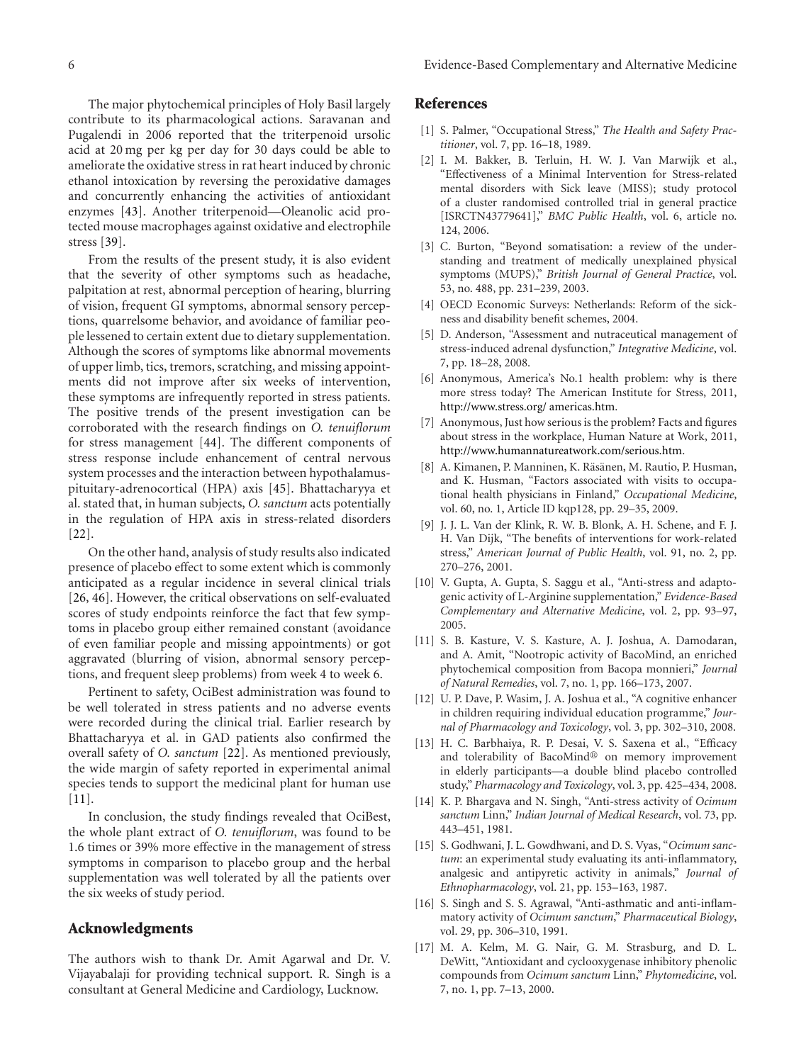The major phytochemical principles of Holy Basil largely contribute to its pharmacological actions. Saravanan and Pugalendi in 2006 reported that the triterpenoid ursolic acid at 20 mg per kg per day for 30 days could be able to ameliorate the oxidative stress in rat heart induced by chronic ethanol intoxication by reversing the peroxidative damages and concurrently enhancing the activities of antioxidant enzymes [43]. Another triterpenoid—Oleanolic acid protected mouse macrophages against oxidative and electrophile stress [39].

From the results of the present study, it is also evident that the severity of other symptoms such as headache, palpitation at rest, abnormal perception of hearing, blurring of vision, frequent GI symptoms, abnormal sensory perceptions, quarrelsome behavior, and avoidance of familiar people lessened to certain extent due to dietary supplementation. Although the scores of symptoms like abnormal movements of upper limb, tics, tremors, scratching, and missing appointments did not improve after six weeks of intervention, these symptoms are infrequently reported in stress patients. The positive trends of the present investigation can be corroborated with the research findings on *O. tenuiflorum* for stress management [44]. The different components of stress response include enhancement of central nervous system processes and the interaction between hypothalamus-pituitary-adrenocortical (HPA) axis [45]. Bhattacharyya et al. stated that, in human subjects, *O. sanctum* acts potentially in the regulation of HPA axis in stress-related disorders [22].

On the other hand, analysis of study results also indicated presence of placebo effect to some extent which is commonly anticipated as a regular incidence in several clinical trials [26, 46]. However, the critical observations on self-evaluated scores of study endpoints reinforce the fact that few symptoms in placebo group either remained constant (avoidance of even familiar people and missing appointments) or got aggravated (blurring of vision, abnormal sensory perceptions, and frequent sleep problems) from week 4 to week 6.

Pertinent to safety, OciBest administration was found to be well tolerated in stress patients and no adverse events were recorded during the clinical trial. Earlier research by Bhattacharyya et al. in GAD patients also confirmed the overall safety of *O. sanctum* [22]. As mentioned previously, the wide margin of safety reported in experimental animal species tends to support the medicinal plant for human use [11].

In conclusion, the study findings revealed that OciBest, the whole plant extract of *O. tenuiflorum*, was found to be 1.6 times or 39% more effective in the management of stress symptoms in comparison to placebo group and the herbal supplementation was well tolerated by all the patients over the six weeks of study period.

## Acknowledgments

The authors wish to thank Dr. Amit Agarwal and Dr. V. Vijayabalaji for providing technical support. R. Singh is a consultant at General Medicine and Cardiology, Lucknow.

## References

[1] S. Palmer, "Occupational Stress," *The Health and Safety Practitioner*, vol. 7, pp. 16–18, 1989.

[2] I. M. Bakker, B. Terluin, H. W. J. Van Marwijk et al., "Effectiveness of a Minimal Intervention for Stress-related mental disorders with Sick leave (MISS); study protocol of a cluster randomised controlled trial in general practice [ISRCTN43779641]," *BMC Public Health*, vol. 6, article no. 124, 2006.

[3] C. Burton, "Beyond somatisation: a review of the understanding and treatment of medically unexplained physical symptoms (MUPS)," *British Journal of General Practice*, vol. 53, no. 488, pp. 231–239, 2003.

[4] OECD Economic Surveys: Netherlands: Reform of the sickness and disability benefit schemes, 2004.

[5] D. Anderson, "Assessment and nutraceutical management of stress-induced adrenal dysfunction," *Integrative Medicine*, vol. 7, pp. 18–28, 2008.

[6] Anonymous, America's No.1 health problem: why is there more stress today? The American Institute for Stress, 2011, http://www.stress.org/ americas.htm.

[7] Anonymous, Just how serious is the problem? Facts and figures about stress in the workplace, Human Nature at Work, 2011, http://www.humannatureatwork.com/serious.htm.

[8] A. Kimanen, P. Manninen, K. Räsänen, M. Rautio, P. Husman, and K. Husman, "Factors associated with visits to occupational health physicians in Finland," *Occupational Medicine*, vol. 60, no. 1, Article ID kqp128, pp. 29–35, 2009.

[9] J. J. L. Van der Klink, R. W. B. Blonk, A. H. Schene, and F. J. H. Van Dijk, "The benefits of interventions for work-related stress," *American Journal of Public Health*, vol. 91, no. 2, pp. 270–276, 2001.

[10] V. Gupta, A. Gupta, S. Saggu et al., "Anti-stress and adaptogenic activity of L-Arginine supplementation," *Evidence-Based Complementary and Alternative Medicine*, vol. 2, pp. 93–97, 2005.

[11] S. B. Kasture, V. S. Kasture, A. J. Joshua, A. Damodaran, and A. Amit, "Nootropic activity of BacoMind, an enriched phytochemical composition from Bacopa monnieri," *Journal of Natural Remedies*, vol. 7, no. 1, pp. 166–173, 2007.

[12] U. P. Dave, P. Wasim, J. A. Joshua et al., "A cognitive enhancer in children requiring individual education programme," *Journal of Pharmacology and Toxicology*, vol. 3, pp. 302–310, 2008.

[13] H. C. Barbhaiya, R. P. Desai, V. S. Saxena et al., "Efficacy and tolerability of BacoMind® on memory improvement in elderly participants—a double blind placebo controlled study," *Pharmacology and Toxicology*, vol. 3, pp. 425–434, 2008.

[14] K. P. Bhargava and N. Singh, "Anti-stress activity of *Ocimum sanctum* Linn," *Indian Journal of Medical Research*, vol. 73, pp. 443–451, 1981.

[15] S. Godhwani, J. L. Gowdhwani, and D. S. Vyas, "*Ocimum sanctum*: an experimental study evaluating its anti-inflammatory, analgesic and antipyretic activity in animals," *Journal of Ethnopharmacology*, vol. 21, pp. 153–163, 1987.

[16] S. Singh and S. S. Agrawal, "Anti-asthmatic and anti-inflammatory activity of *Ocimum sanctum*," *Pharmaceutical Biology*, vol. 29, pp. 306–310, 1991.

[17] M. A. Kelm, M. G. Nair, G. M. Strasburg, and D. L. DeWitt, "Antioxidant and cyclooxygenase inhibitory phenolic compounds from *Ocimum sanctum* Linn," *Phytomedicine*, vol. 7, no. 1, pp. 7–13, 2000.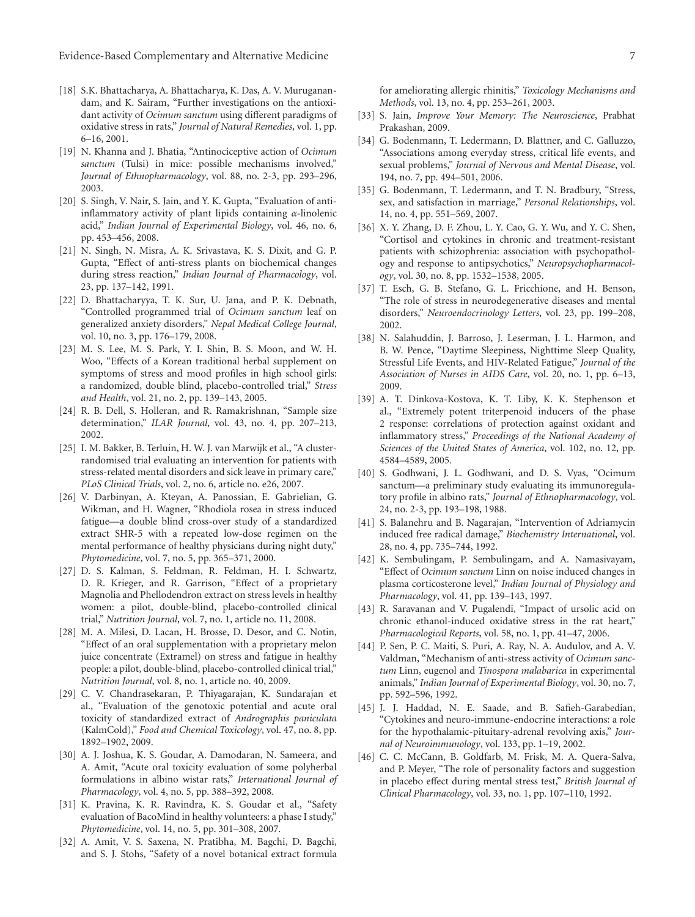[18] S.K. Bhattacharya, A. Bhattacharya, K. Das, A. V. Muruganandam, and K. Sairam, "Further investigations on the antioxidant activity of *Ocimum sanctum* using different paradigms of oxidative stress in rats," *Journal of Natural Remedies*, vol. 1, pp. 6–16, 2001.

[19] N. Khanna and J. Bhatia, "Antinociceptive action of *Ocimum sanctum* (Tulsi) in mice: possible mechanisms involved," *Journal of Ethnopharmacology*, vol. 88, no. 2-3, pp. 293–296, 2003.

[20] S. Singh, V. Nair, S. Jain, and Y. K. Gupta, "Evaluation of anti-inflammatory activity of plant lipids containing $\alpha$-linolenic acid," *Indian Journal of Experimental Biology*, vol. 46, no. 6, pp. 453–456, 2008.

[21] N. Singh, N. Misra, A. K. Srivastava, K. S. Dixit, and G. P. Gupta, "Effect of anti-stress plants on biochemical changes during stress reaction," *Indian Journal of Pharmacology*, vol. 23, pp. 137–142, 1991.

[22] D. Bhattacharyya, T. K. Sur, U. Jana, and P. K. Debnath, "Controlled programmed trial of *Ocimum sanctum* leaf on generalized anxiety disorders," *Nepal Medical College Journal*, vol. 10, no. 3, pp. 176–179, 2008.

[23] M. S. Lee, M. S. Park, Y. I. Shin, B. S. Moon, and W. H. Woo, "Effects of a Korean traditional herbal supplement on symptoms of stress and mood profiles in high school girls: a randomized, double blind, placebo-controlled trial," *Stress and Health*, vol. 21, no. 2, pp. 139–143, 2005.

[24] R. B. Dell, S. Holleran, and R. Ramakrishnan, "Sample size determination," *ILAR Journal*, vol. 43, no. 4, pp. 207–213, 2002.

[25] I. M. Bakker, B. Terluin, H. W. J. van Marwijk et al., "A cluster-randomised trial evaluating an intervention for patients with stress-related mental disorders and sick leave in primary care," *PLoS Clinical Trials*, vol. 2, no. 6, article no. e26, 2007.

[26] V. Darbinyan, A. Kteyan, A. Panossian, E. Gabrielian, G. Wikman, and H. Wagner, "Rhodiola rosea in stress induced fatigue—a double blind cross-over study of a standardized extract SHR-5 with a repeated low-dose regimen on the mental performance of healthy physicians during night duty," *Phytomedicine*, vol. 7, no. 5, pp. 365–371, 2000.

[27] D. S. Kalman, S. Feldman, R. Feldman, H. I. Schwartz, D. R. Krieger, and R. Garrison, "Effect of a proprietary Magnolia and Phellodendron extract on stress levels in healthy women: a pilot, double-blind, placebo-controlled clinical trial," *Nutrition Journal*, vol. 7, no. 1, article no. 11, 2008.

[28] M. A. Milesi, D. Lacan, H. Brosse, D. Desor, and C. Notin, "Effect of an oral supplementation with a proprietary melon juice concentrate (Extramel) on stress and fatigue in healthy people: a pilot, double-blind, placebo-controlled clinical trial," *Nutrition Journal*, vol. 8, no. 1, article no. 40, 2009.

[29] C. V. Chandrasekaran, P. Thiyagarajan, K. Sundarajan et al., "Evaluation of the genotoxic potential and acute oral toxicity of standardized extract of *Andrographis paniculata* (KalmCold)," *Food and Chemical Toxicology*, vol. 47, no. 8, pp. 1892–1902, 2009.

[30] A. J. Joshua, K. S. Goudar, A. Damodaran, N. Sameera, and A. Amit, "Acute oral toxicity evaluation of some polyherbal formulations in albino wistar rats," *International Journal of Pharmacology*, vol. 4, no. 5, pp. 388–392, 2008.

[31] K. Pravina, K. R. Ravindra, K. S. Goudar et al., "Safety evaluation of BacoMind in healthy volunteers: a phase I study," *Phytomedicine*, vol. 14, no. 5, pp. 301–308, 2007.

[32] A. Amit, V. S. Saxena, N. Pratibha, M. Bagchi, D. Bagchi, and S. J. Stohs, "Safety of a novel botanical extract formula for ameliorating allergic rhinitis," *Toxicology Mechanisms and Methods*, vol. 13, no. 4, pp. 253–261, 2003.

[33] S. Jain, *Improve Your Memory: The Neuroscience*, Prabhat Prakashan, 2009.

[34] G. Bodenmann, T. Ledermann, D. Blattner, and C. Galluzzo, "Associations among everyday stress, critical life events, and sexual problems," *Journal of Nervous and Mental Disease*, vol. 194, no. 7, pp. 494–501, 2006.

[35] G. Bodenmann, T. Ledermann, and T. N. Bradbury, "Stress, sex, and satisfaction in marriage," *Personal Relationships*, vol. 14, no. 4, pp. 551–569, 2007.

[36] X. Y. Zhang, D. F. Zhou, L. Y. Cao, G. Y. Wu, and Y. C. Shen, "Cortisol and cytokines in chronic and treatment-resistant patients with schizophrenia: association with psychopathology and response to antipsychotics," *Neuropsychopharmacology*, vol. 30, no. 8, pp. 1532–1538, 2005.

[37] T. Esch, G. B. Stefano, G. L. Fricchione, and H. Benson, "The role of stress in neurodegenerative diseases and mental disorders," *Neuroendocrinology Letters*, vol. 23, pp. 199–208, 2002.

[38] N. Salahuddin, J. Barroso, J. Leserman, J. L. Harmon, and B. W. Pence, "Daytime Sleepiness, Nighttime Sleep Quality, Stressful Life Events, and HIV-Related Fatigue," *Journal of the Association of Nurses in AIDS Care*, vol. 20, no. 1, pp. 6–13, 2009.

[39] A. T. Dinkova-Kostova, K. T. Liby, K. K. Stephenson et al., "Extremely potent triterpenoid inducers of the phase 2 response: correlations of protection against oxidant and inflammatory stress," *Proceedings of the National Academy of Sciences of the United States of America*, vol. 102, no. 12, pp. 4584–4589, 2005.

[40] S. Godhwani, J. L. Godhwani, and D. S. Vyas, "Ocimum sanctum—a preliminary study evaluating its immunoregulatory profile in albino rats," *Journal of Ethnopharmacology*, vol. 24, no. 2-3, pp. 193–198, 1988.

[41] S. Balanehru and B. Nagarajan, "Intervention of Adriamycin induced free radical damage," *Biochemistry International*, vol. 28, no. 4, pp. 735–744, 1992.

[42] K. Sembulingam, P. Sembulingam, and A. Namasivayam, "Effect of *Ocimum sanctum* Linn on noise induced changes in plasma corticosterone level," *Indian Journal of Physiology and Pharmacology*, vol. 41, pp. 139–143, 1997.

[43] R. Saravanan and V. Pugalendi, "Impact of ursolic acid on chronic ethanol-induced oxidative stress in the rat heart," *Pharmacological Reports*, vol. 58, no. 1, pp. 41–47, 2006.

[44] P. Sen, P. C. Maiti, S. Puri, A. Ray, N. A. Audulov, and A. V. Valdman, "Mechanism of anti-stress activity of *Ocimum sanctum* Linn, eugenol and *Tinospora malabarica* in experimental animals," *Indian Journal of Experimental Biology*, vol. 30, no. 7, pp. 592–596, 1992.

[45] J. J. Haddad, N. E. Saade, and B. Safieh-Garabedian, "Cytokines and neuro-immune-endocrine interactions: a role for the hypothalamic-pituitary-adrenal revolving axis," *Journal of Neuroimmunology*, vol. 133, pp. 1–19, 2002.

[46] C. C. McCann, B. Goldfarb, M. Frisk, M. A. Quera-Salva, and P. Meyer, "The role of personality factors and suggestion in placebo effect during mental stress test," *British Journal of Clinical Pharmacology*, vol. 33, no. 1, pp. 107–110, 1992.